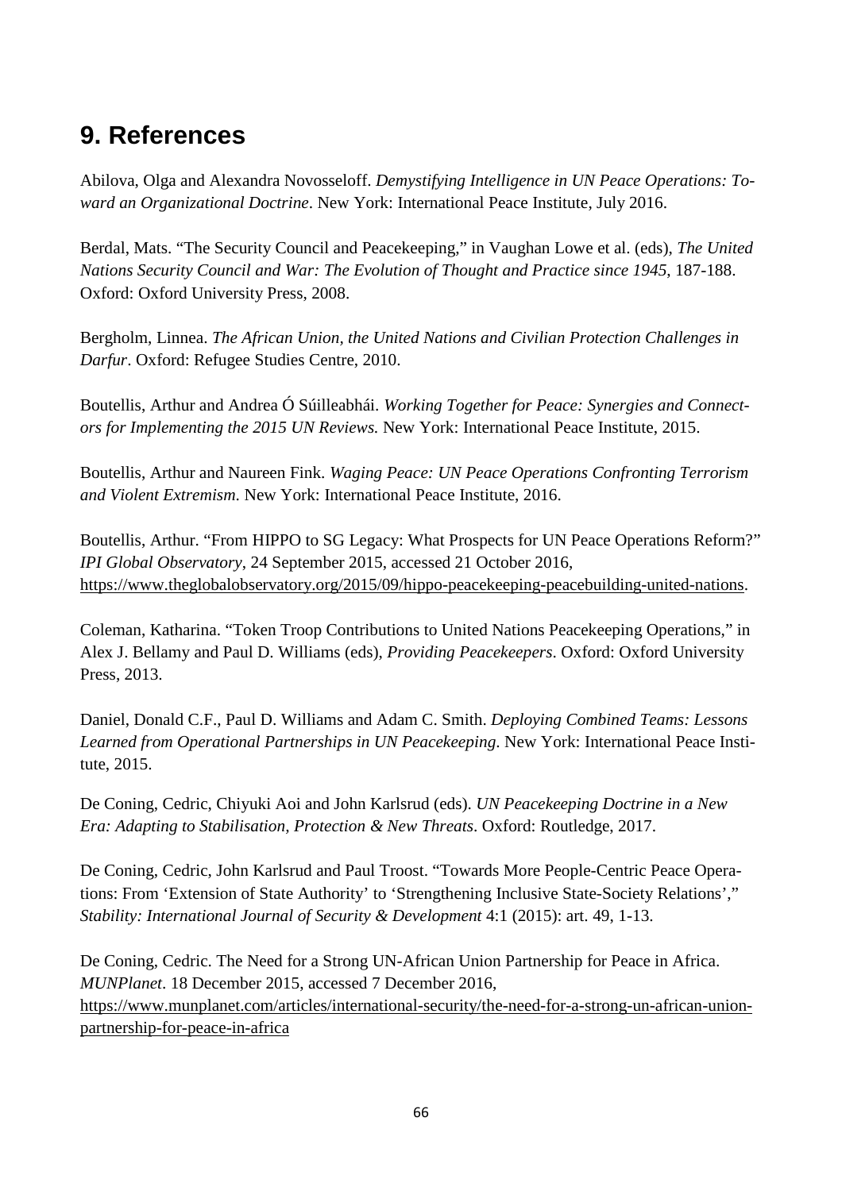## 9. References

Abilova, Olga and Alexandra Novosseloff. *Demystifying Intelligence in UN Peace Operations: Toward an Organizational Doctrine*. New York: International Peace Institute, July 2016.

Berdal, Mats. "The Security Council and Peacekeeping," in Vaughan Lowe et al. (eds), *The United Nations Security Council and War: The Evolution of Thought and Practice since 1945*, 187-188. Oxford: Oxford University Press, 2008.

Bergholm, Linnea. *The African Union, the United Nations and Civilian Protection Challenges in Darfur*. Oxford: Refugee Studies Centre, 2010.

Boutellis, Arthur and Andrea Ó Súilleabháin. *Working Together for Peace: Synergies and Connectors for Implementing the 2015 UN Reviews.* New York: International Peace Institute, 2015.

Boutellis, Arthur and Naureen Fink. *Waging Peace: UN Peace Operations Confronting Terrorism and Violent Extremism.* New York: International Peace Institute, 2016.

Boutellis, Arthur. "From HIPPO to SG Legacy: What Prospects for UN Peace Operations Reform?" *IPI Global Observatory*, 24 September 2015, accessed 21 October 2016, https://www.theglobalobservatory.org/2015/09/hippo-peacekeeping-peacebuilding-united-nations.

Coleman, Katharina. "Token Troop Contributions to United Nations Peacekeeping Operations," in Alex J. Bellamy and Paul D. Williams (eds), *Providing Peacekeepers*. Oxford: Oxford University Press, 2013.

Daniel, Donald C.F., Paul D. Williams and Adam C. Smith. *Deploying Combined Teams: Lessons Learned from Operational Partnerships in UN Peacekeeping*. New York: International Peace Institute, 2015.

De Coning, Cedric, Chiyuki Aoi and John Karlsrud (eds). *UN Peacekeeping Doctrine in a New Era: Adapting to Stabilisation, Protection & New Threats*. Oxford: Routledge, 2017.

De Coning, Cedric, John Karlsrud and Paul Troost. "Towards More People-Centric Peace Operations: From 'Extension of State Authority' to 'Strengthening Inclusive State-Society Relations'," *Stability: International Journal of Security & Development* 4:1 (2015): art. 49, 1-13.

De Coning, Cedric. The Need for a Strong UN-African Union Partnership for Peace in Africa. *MUNPlanet*. 18 December 2015, accessed 7 December 2016, https://www.munplanet.com/articles/international-security/the-need-for-a-strong-un-african-union-partnership-for-peace-in-africa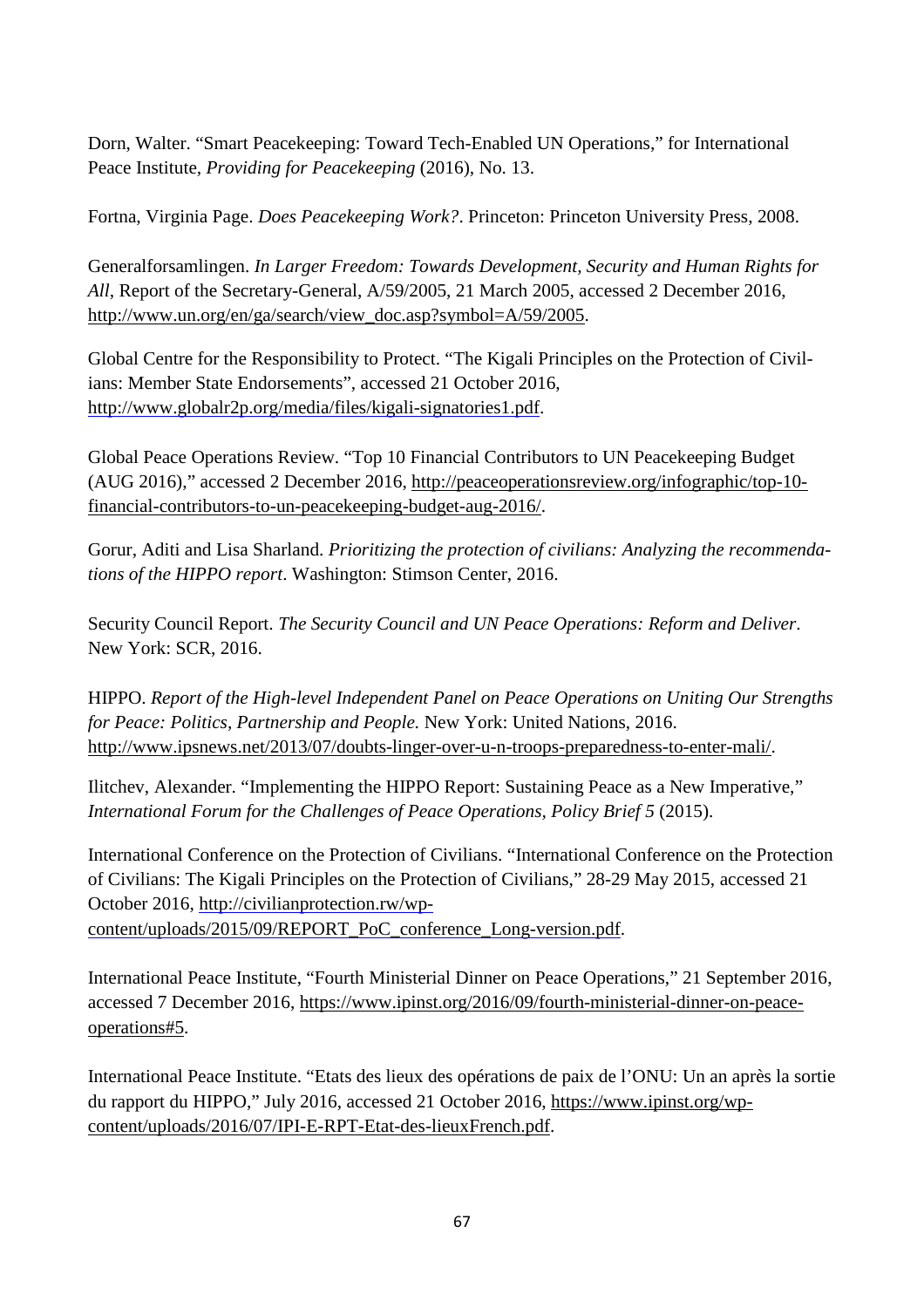Dorn, Walter. “Smart Peacekeeping: Toward Tech-Enabled UN Operations,” for International Peace Institute, *Providing for Peacekeeping* (2016), No. 13.

Fortna, Virginia Page. *Does Peacekeeping Work?*. Princeton: Princeton University Press, 2008.

Generalforsamlingen. *In Larger Freedom: Towards Development, Security and Human Rights for All*, Report of the Secretary-General, A/59/2005, 21 March 2005, accessed 2 December 2016, http://www.un.org/en/ga/search/view_doc.asp?symbol=A/59/2005.

Global Centre for the Responsibility to Protect. “The Kigali Principles on the Protection of Civilians: Member State Endorsements”, accessed 21 October 2016, http://www.globalr2p.org/media/files/kigali-signatories1.pdf.

Global Peace Operations Review. “Top 10 Financial Contributors to UN Peacekeeping Budget (AUG 2016),” accessed 2 December 2016, http://peaceoperationsreview.org/infographic/top-10-financial-contributors-to-un-peacekeeping-budget-aug-2016/.

Gorur, Aditi and Lisa Sharland. *Prioritizing the protection of civilians: Analyzing the recommendations of the HIPPO report*. Washington: Stimson Center, 2016.

Security Council Report. *The Security Council and UN Peace Operations: Reform and Deliver*. New York: SCR, 2016.

HIPPO. *Report of the High-level Independent Panel on Peace Operations on Uniting Our Strengths for Peace: Politics, Partnership and People.* New York: United Nations, 2016. http://www.ipsnews.net/2013/07/doubts-linger-over-u-n-troops-preparedness-to-enter-mali/.

Ilitchev, Alexander. “Implementing the HIPPO Report: Sustaining Peace as a New Imperative,” *International Forum for the Challenges of Peace Operations, Policy Brief 5* (2015).

International Conference on the Protection of Civilians. “International Conference on the Protection of Civilians: The Kigali Principles on the Protection of Civilians,” 28-29 May 2015, accessed 21 October 2016, http://civilianprotection.rw/wp-content/uploads/2015/09/REPORT_PoC_conference_Long-version.pdf.

International Peace Institute, “Fourth Ministerial Dinner on Peace Operations,” 21 September 2016, accessed 7 December 2016, https://www.ipinst.org/2016/09/fourth-ministerial-dinner-on-peace-operations#5.

International Peace Institute. “Etats des lieux des opérations de paix de l’ONU: Un an après la sortie du rapport du HIPPO,” July 2016, accessed 21 October 2016, https://www.ipinst.org/wp-content/uploads/2016/07/IPI-E-RPT-Etat-des-lieuxFrench.pdf.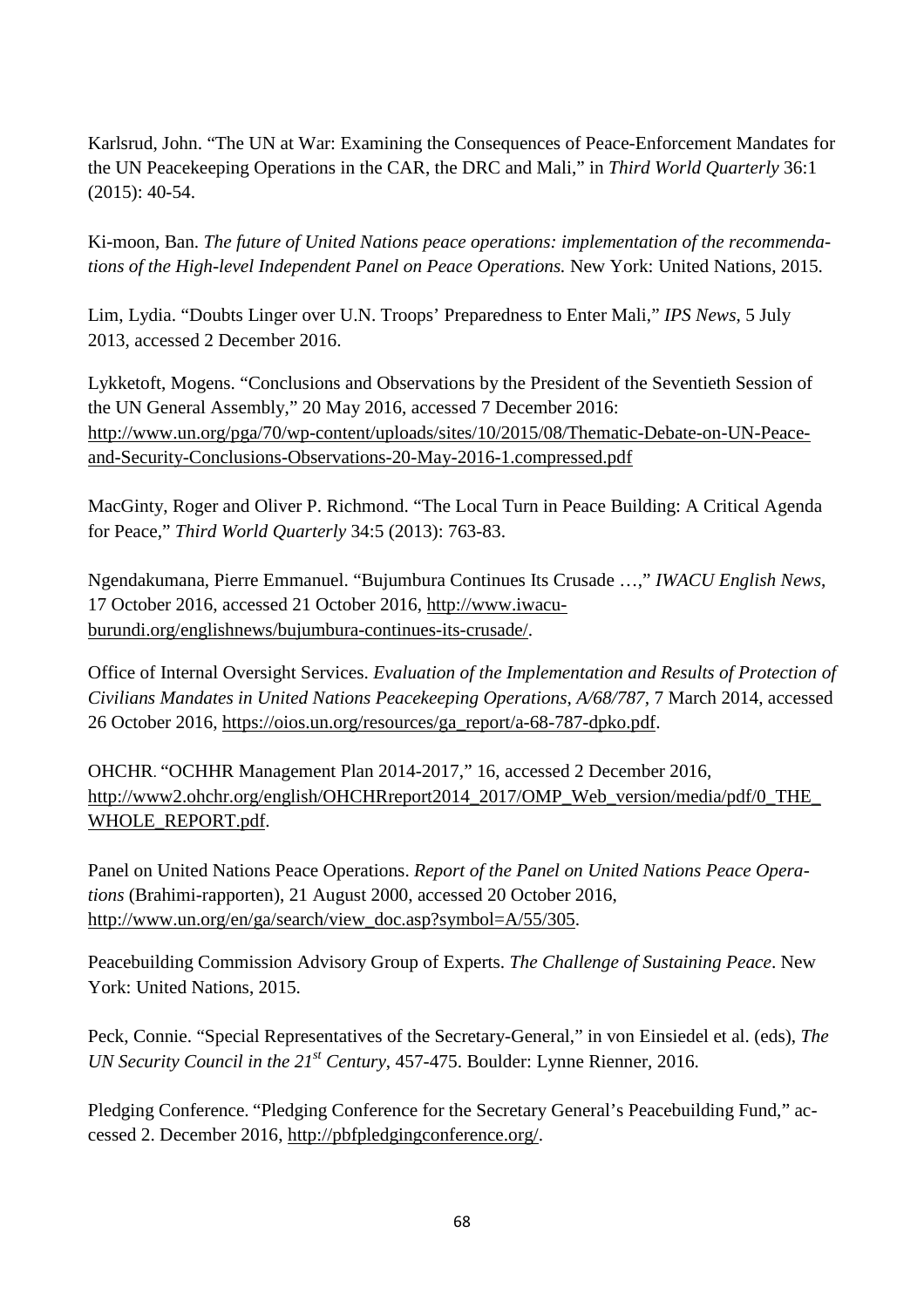Karlsrud, John. "The UN at War: Examining the Consequences of Peace-Enforcement Mandates for the UN Peacekeeping Operations in the CAR, the DRC and Mali," in *Third World Quarterly* 36:1 (2015): 40-54.

Ki-moon, Ban. *The future of United Nations peace operations: implementation of the recommendations of the High-level Independent Panel on Peace Operations.* New York: United Nations, 2015.

Lim, Lydia. "Doubts Linger over U.N. Troops' Preparedness to Enter Mali," *IPS News*, 5 July 2013, accessed 2 December 2016.

Lykketoft, Mogens. "Conclusions and Observations by the President of the Seventieth Session of the UN General Assembly," 20 May 2016, accessed 7 December 2016: http://www.un.org/pga/70/wp-content/uploads/sites/10/2015/08/Thematic-Debate-on-UN-Peace-and-Security-Conclusions-Observations-20-May-2016-1.compressed.pdf

MacGinty, Roger and Oliver P. Richmond. "The Local Turn in Peace Building: A Critical Agenda for Peace," *Third World Quarterly* 34:5 (2013): 763-83.

Ngendakumana, Pierre Emmanuel. "Bujumbura Continues Its Crusade …," *IWACU English News*, 17 October 2016, accessed 21 October 2016, http://www.iwacu-burundi.org/englishnews/bujumbura-continues-its-crusade/.

Office of Internal Oversight Services. *Evaluation of the Implementation and Results of Protection of Civilians Mandates in United Nations Peacekeeping Operations, A/68/787*, 7 March 2014, accessed 26 October 2016, https://oios.un.org/resources/ga_report/a-68-787-dpko.pdf.

OHCHR. "OCHHR Management Plan 2014-2017," 16, accessed 2 December 2016, http://www2.ohchr.org/english/OHCHRreport2014_2017/OMP_Web_version/media/pdf/0_THE_WHOLE_REPORT.pdf.

Panel on United Nations Peace Operations. *Report of the Panel on United Nations Peace Operations* (Brahimi-rapporten), 21 August 2000, accessed 20 October 2016, http://www.un.org/en/ga/search/view_doc.asp?symbol=A/55/305.

Peacebuilding Commission Advisory Group of Experts. *The Challenge of Sustaining Peace*. New York: United Nations, 2015.

Peck, Connie. "Special Representatives of the Secretary-General," in von Einsiedel et al. (eds), *The UN Security Council in the 21st Century*, 457-475. Boulder: Lynne Rienner, 2016.

Pledging Conference. "Pledging Conference for the Secretary General's Peacebuilding Fund," accessed 2. December 2016, http://pbfpledgingconference.org/.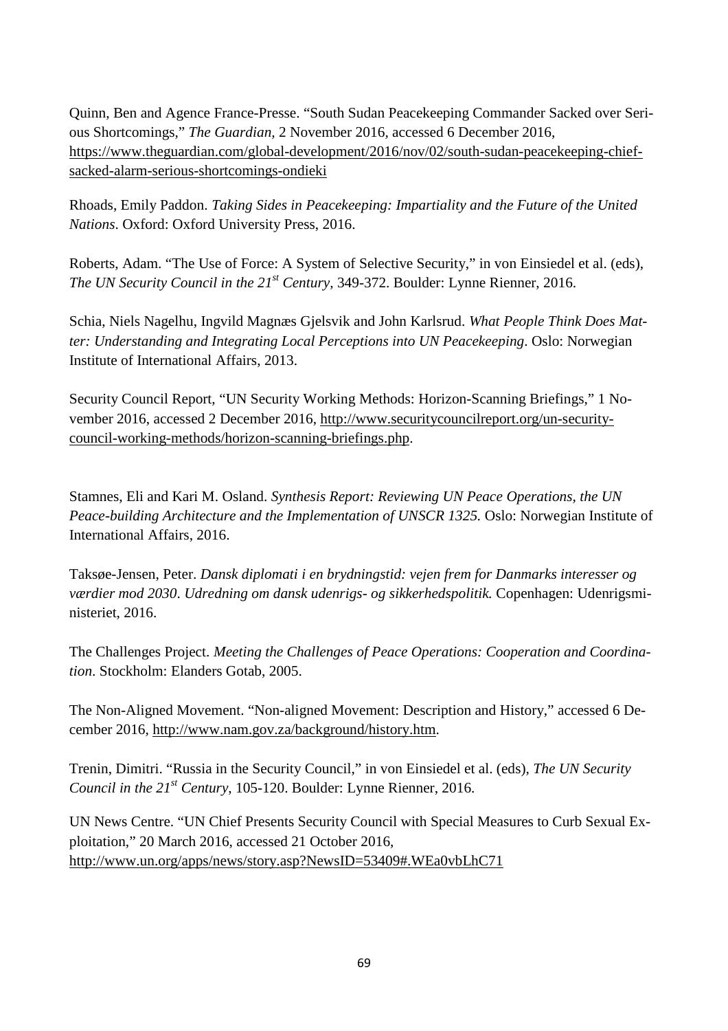Quinn, Ben and Agence France-Presse. "South Sudan Peacekeeping Commander Sacked over Serious Shortcomings," *The Guardian*, 2 November 2016, accessed 6 December 2016, https://www.theguardian.com/global-development/2016/nov/02/south-sudan-peacekeeping-chief-sacked-alarm-serious-shortcomings-ondieki

Rhoads, Emily Paddon. *Taking Sides in Peacekeeping: Impartiality and the Future of the United Nations*. Oxford: Oxford University Press, 2016.

Roberts, Adam. "The Use of Force: A System of Selective Security," in von Einsiedel et al. (eds), *The UN Security Council in the 21st Century*, 349-372. Boulder: Lynne Rienner, 2016.

Schia, Niels Nagelhu, Ingvild Magnæs Gjelsvik and John Karlsrud. *What People Think Does Matter: Understanding and Integrating Local Perceptions into UN Peacekeeping*. Oslo: Norwegian Institute of International Affairs, 2013.

Security Council Report, "UN Security Working Methods: Horizon-Scanning Briefings," 1 November 2016, accessed 2 December 2016, http://www.securitycouncilreport.org/un-security-council-working-methods/horizon-scanning-briefings.php.

Stamnes, Eli and Kari M. Osland. *Synthesis Report: Reviewing UN Peace Operations, the UN Peace-building Architecture and the Implementation of UNSCR 1325.* Oslo: Norwegian Institute of International Affairs, 2016.

Taksøe-Jensen, Peter. *Dansk diplomati i en brydningstid: vejen frem for Danmarks interesser og værdier mod 2030*. *Udredning om dansk udenrigs- og sikkerhedspolitik.* Copenhagen: Udenrigsministeriet, 2016.

The Challenges Project. *Meeting the Challenges of Peace Operations: Cooperation and Coordination*. Stockholm: Elanders Gotab, 2005.

The Non-Aligned Movement. "Non-aligned Movement: Description and History," accessed 6 December 2016, http://www.nam.gov.za/background/history.htm.

Trenin, Dimitri. "Russia in the Security Council," in von Einsiedel et al. (eds), *The UN Security Council in the 21st Century*, 105-120. Boulder: Lynne Rienner, 2016.

UN News Centre. "UN Chief Presents Security Council with Special Measures to Curb Sexual Exploitation," 20 March 2016, accessed 21 October 2016, http://www.un.org/apps/news/story.asp?NewsID=53409#.WEa0vbLhC71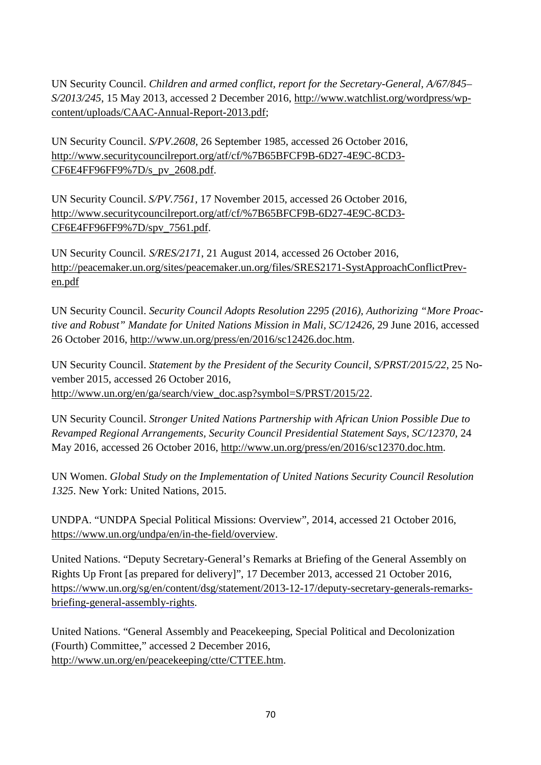UN Security Council. *Children and armed conflict, report for the Secretary-General, A/67/845–S/2013/245*, 15 May 2013, accessed 2 December 2016, http://www.watchlist.org/wordpress/wp-content/uploads/CAAC-Annual-Report-2013.pdf;

UN Security Council. *S/PV.2608*, 26 September 1985, accessed 26 October 2016, http://www.securitycouncilreport.org/atf/cf/%7B65BFCF9B-6D27-4E9C-8CD3-CF6E4FF96FF9%7D/s_pv_2608.pdf.

UN Security Council. *S/PV.7561*, 17 November 2015, accessed 26 October 2016, http://www.securitycouncilreport.org/atf/cf/%7B65BFCF9B-6D27-4E9C-8CD3-CF6E4FF96FF9%7D/spv_7561.pdf.

UN Security Council. *S/RES/2171*, 21 August 2014, accessed 26 October 2016, http://peacemaker.un.org/sites/peacemaker.un.org/files/SRES2171-SystApproachConflictPrev-en.pdf

UN Security Council. *Security Council Adopts Resolution 2295 (2016), Authorizing "More Proactive and Robust" Mandate for United Nations Mission in Mali, SC/12426*, 29 June 2016, accessed 26 October 2016, http://www.un.org/press/en/2016/sc12426.doc.htm.

UN Security Council. *Statement by the President of the Security Council, S/PRST/2015/22*, 25 November 2015, accessed 26 October 2016, http://www.un.org/en/ga/search/view_doc.asp?symbol=S/PRST/2015/22.

UN Security Council. *Stronger United Nations Partnership with African Union Possible Due to Revamped Regional Arrangements, Security Council Presidential Statement Says, SC/12370*, 24 May 2016, accessed 26 October 2016, http://www.un.org/press/en/2016/sc12370.doc.htm.

UN Women. *Global Study on the Implementation of United Nations Security Council Resolution 1325*. New York: United Nations, 2015.

UNDPA. "UNDPA Special Political Missions: Overview", 2014, accessed 21 October 2016, https://www.un.org/undpa/en/in-the-field/overview.

United Nations. "Deputy Secretary-General's Remarks at Briefing of the General Assembly on Rights Up Front [as prepared for delivery]", 17 December 2013, accessed 21 October 2016, https://www.un.org/sg/en/content/dsg/statement/2013-12-17/deputy-secretary-generals-remarks-briefing-general-assembly-rights.

United Nations. "General Assembly and Peacekeeping, Special Political and Decolonization (Fourth) Committee," accessed 2 December 2016, http://www.un.org/en/peacekeeping/ctte/CTTEE.htm.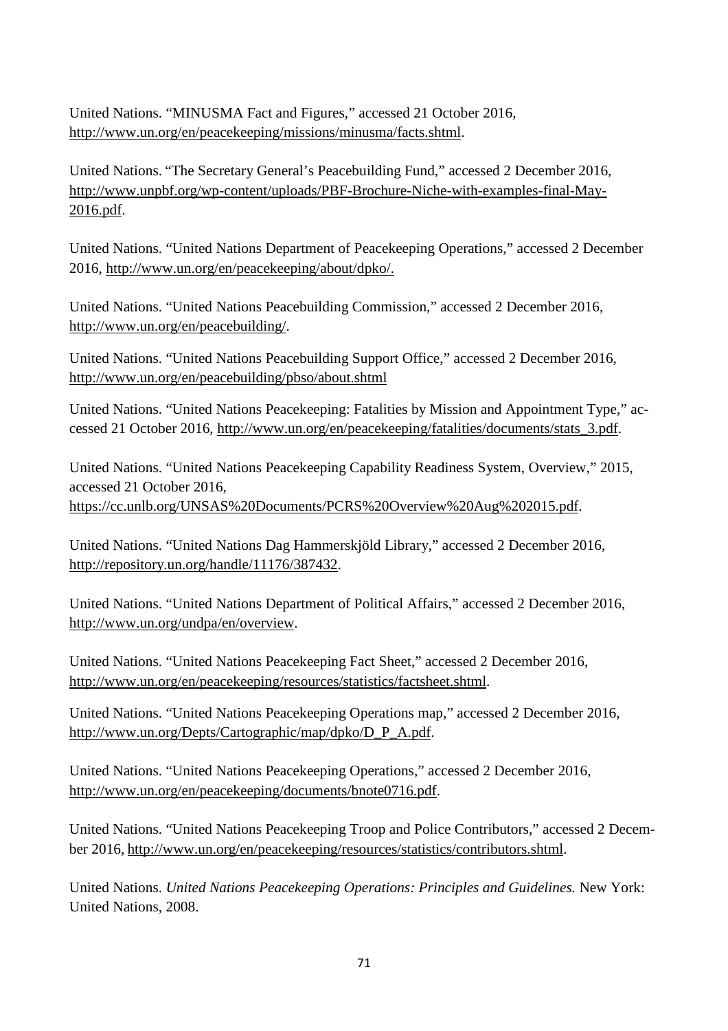United Nations. "MINUSMA Fact and Figures," accessed 21 October 2016, http://www.un.org/en/peacekeeping/missions/minusma/facts.shtml.

United Nations. "The Secretary General's Peacebuilding Fund," accessed 2 December 2016, http://www.unpbf.org/wp-content/uploads/PBF-Brochure-Niche-with-examples-final-May-2016.pdf.

United Nations. "United Nations Department of Peacekeeping Operations," accessed 2 December 2016, http://www.un.org/en/peacekeeping/about/dpko/.

United Nations. "United Nations Peacebuilding Commission," accessed 2 December 2016, http://www.un.org/en/peacebuilding/.

United Nations. "United Nations Peacebuilding Support Office," accessed 2 December 2016, http://www.un.org/en/peacebuilding/pbso/about.shtml

United Nations. "United Nations Peacekeeping: Fatalities by Mission and Appointment Type," accessed 21 October 2016, http://www.un.org/en/peacekeeping/fatalities/documents/stats_3.pdf.

United Nations. "United Nations Peacekeeping Capability Readiness System, Overview," 2015, accessed 21 October 2016, https://cc.unlb.org/UNSAS%20Documents/PCRS%20Overview%20Aug%202015.pdf.

United Nations. "United Nations Dag Hammerskjöld Library," accessed 2 December 2016, http://repository.un.org/handle/11176/387432.

United Nations. "United Nations Department of Political Affairs," accessed 2 December 2016, http://www.un.org/undpa/en/overview.

United Nations. "United Nations Peacekeeping Fact Sheet," accessed 2 December 2016, http://www.un.org/en/peacekeeping/resources/statistics/factsheet.shtml.

United Nations. "United Nations Peacekeeping Operations map," accessed 2 December 2016, http://www.un.org/Depts/Cartographic/map/dpko/D_P_A.pdf.

United Nations. "United Nations Peacekeeping Operations," accessed 2 December 2016, http://www.un.org/en/peacekeeping/documents/bnote0716.pdf.

United Nations. "United Nations Peacekeeping Troop and Police Contributors," accessed 2 December 2016, http://www.un.org/en/peacekeeping/resources/statistics/contributors.shtml.

United Nations. *United Nations Peacekeeping Operations: Principles and Guidelines.* New York: United Nations, 2008.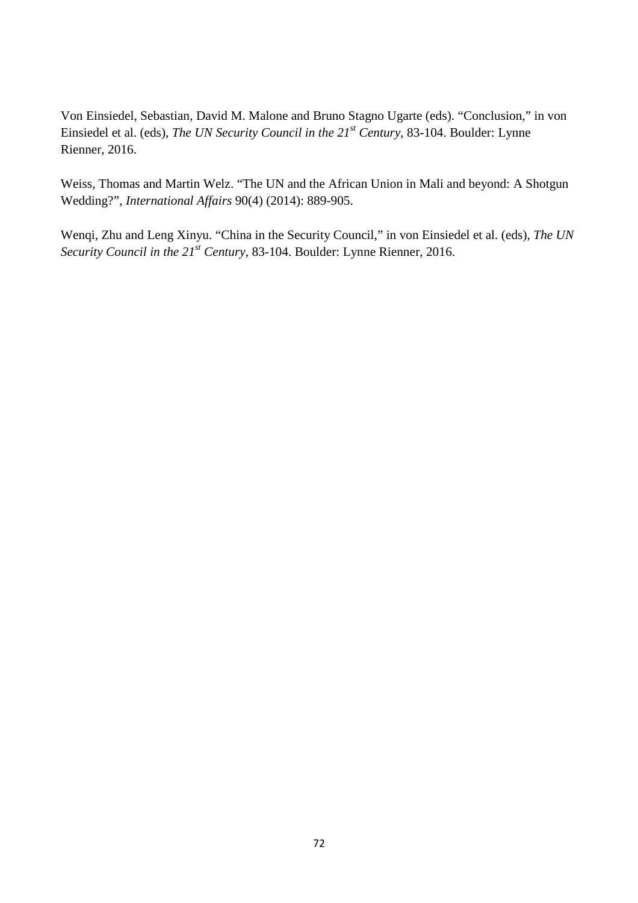Von Einsiedel, Sebastian, David M. Malone and Bruno Stagno Ugarte (eds). "Conclusion," in von Einsiedel et al. (eds), *The UN Security Council in the 21st Century*, 83-104. Boulder: Lynne Rienner, 2016.

Weiss, Thomas and Martin Welz. "The UN and the African Union in Mali and beyond: A Shotgun Wedding?", *International Affairs* 90(4) (2014): 889-905.

Wenqi, Zhu and Leng Xinyu. "China in the Security Council," in von Einsiedel et al. (eds), *The UN Security Council in the 21st Century*, 83-104. Boulder: Lynne Rienner, 2016.